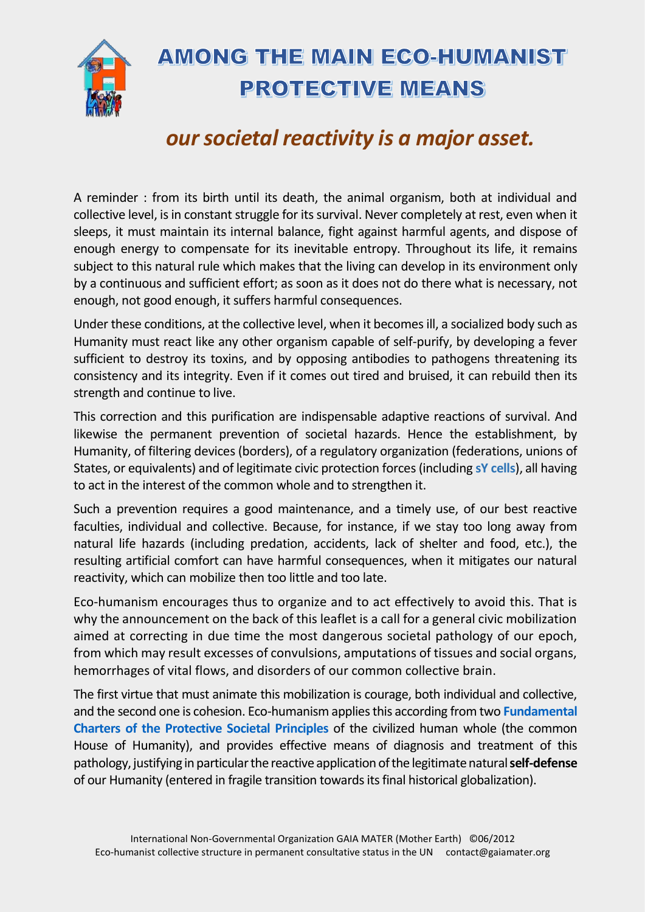# AMONG THE MAIN ECO-HUMANIST PROTECTIVE MEANS

## *our societal reactivity is a major asset.*

A reminder : from its birth until its death, the animal organism, both at individual and collective level, is in constant struggle for its survival. Never completely at rest, even when it sleeps, it must maintain its internal balance, fight against harmful agents, and dispose of enough energy to compensate for its inevitable entropy. Throughout its life, it remains subject to this natural rule which makes that the living can develop in its environment only by a continuous and sufficient effort; as soon as it does not do there what is necessary, not enough, not good enough, it suffers harmful consequences.

Under these conditions, at the collective level, when it becomes ill, a socialized body such as Humanity must react like any other organism capable of self-purify, by developing a fever sufficient to destroy its toxins, and by opposing antibodies to pathogens threatening its consistency and its integrity. Even if it comes out tired and bruised, it can rebuild then its strength and continue to live.

This correction and this purification are indispensable adaptive reactions of survival. And likewise the permanent prevention of societal hazards. Hence the establishment, by Humanity, of filtering devices (borders), of a regulatory organization (federations, unions of States, or equivalents) and of legitimate civic protection forces (including **sY cells**), all having to act in the interest of the common whole and to strengthen it.

Such a prevention requires a good maintenance, and a timely use, of our best reactive faculties, individual and collective. Because, for instance, if we stay too long away from natural life hazards (including predation, accidents, lack of shelter and food, etc.), the resulting artificial comfort can have harmful consequences, when it mitigates our natural reactivity, which can mobilize then too little and too late.

Eco-humanism encourages thus to organize and to act effectively to avoid this. That is why the announcement on the back of this leaflet is a call for a general civic mobilization aimed at correcting in due time the most dangerous societal pathology of our epoch, from which may result excesses of convulsions, amputations of tissues and social organs, hemorrhages of vital flows, and disorders of our common collective brain.

The first virtue that must animate this mobilization is courage, both individual and collective, and the second one is cohesion. Eco-humanism applies this according from two **Fundamental Charters of the Protective Societal Principles** of the civilized human whole (the common House of Humanity), and provides effective means of diagnosis and treatment of this pathology, justifying in particular the reactive application of the legitimate natural **self-defense** of our Humanity (entered in fragile transition towards its final historical globalization).

International Non-Governmental Organization GAIA MATER (Mother Earth) ©06/2012
Eco-humanist collective structure in permanent consultative status in the UN contact@gaiamater.org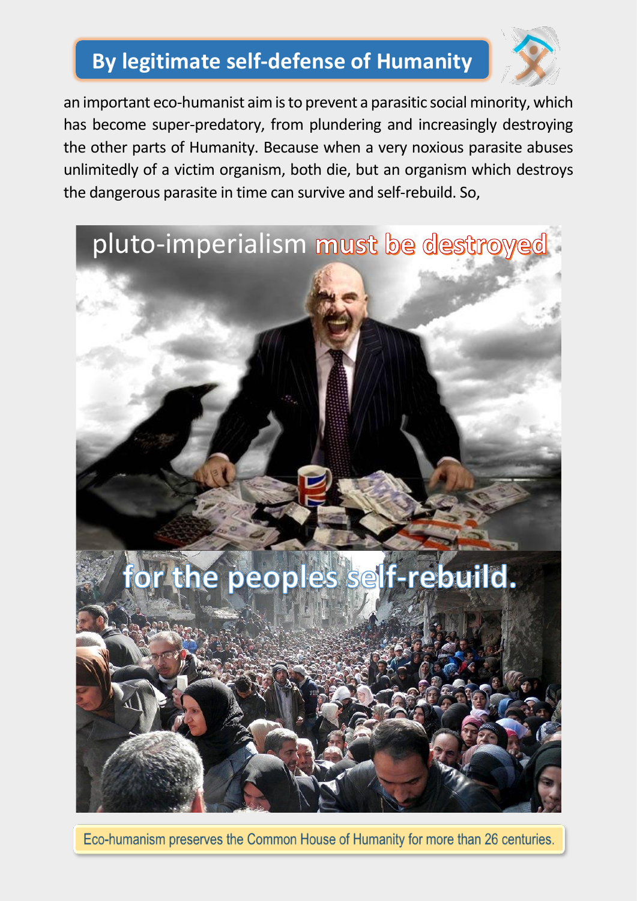# By legitimate self-defense of Humanity

an important eco-humanist aim is to prevent a parasitic social minority, which has become super-predatory, from plundering and increasingly destroying the other parts of Humanity. Because when a very noxious parasite abuses unlimitedly of a victim organism, both die, but an organism which destroys the dangerous parasite in time can survive and self-rebuild. So,

pluto-imperialism must be destroyed

for the peoples self-rebuild.

Eco-humanism preserves the Common House of Humanity for more than 26 centuries.